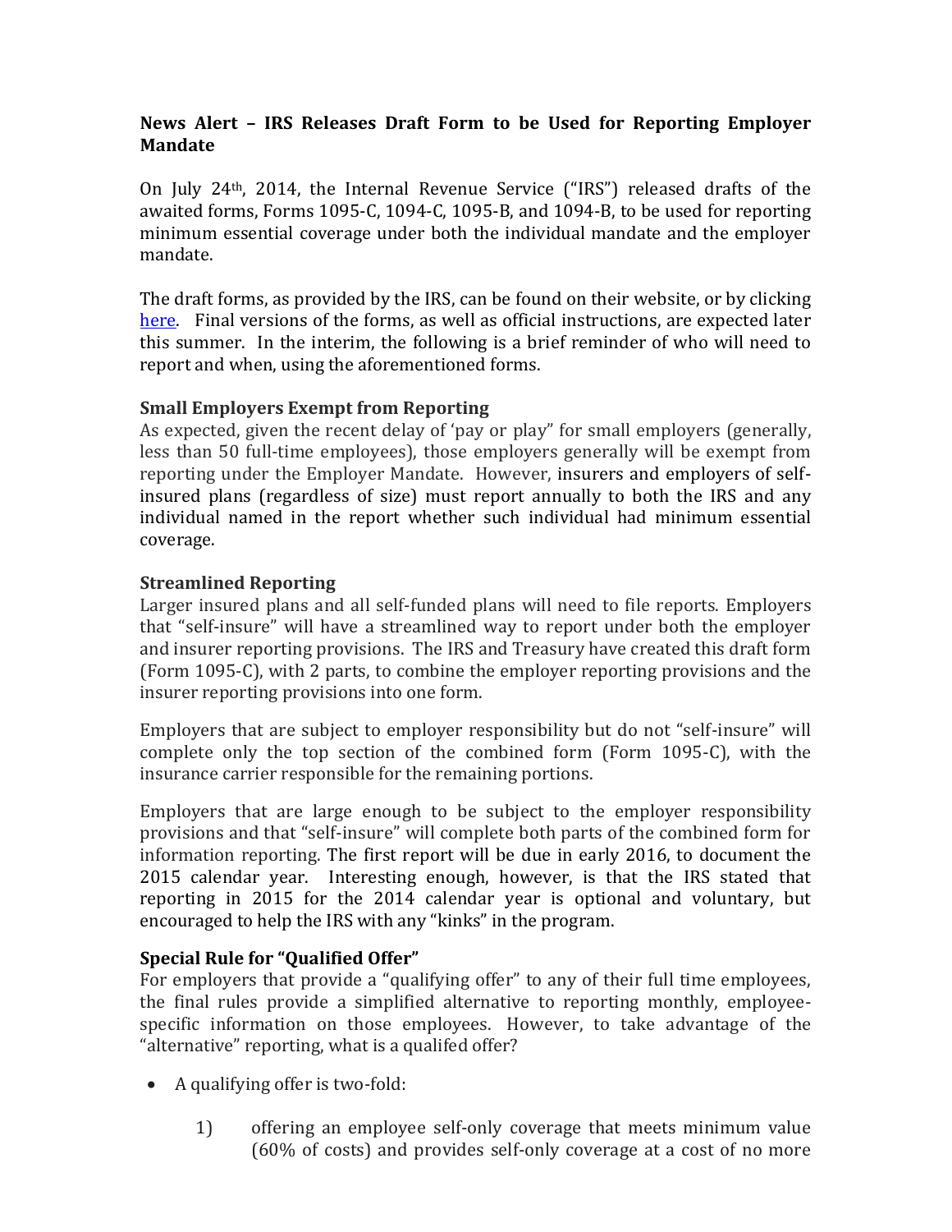**News Alert – IRS Releases Draft Form to be Used for Reporting Employer Mandate**

On July 24th, 2014, the Internal Revenue Service ("IRS") released drafts of the awaited forms, Forms 1095-C, 1094-C, 1095-B, and 1094-B, to be used for reporting minimum essential coverage under both the individual mandate and the employer mandate.

The draft forms, as provided by the IRS, can be found on their website, or by clicking here. Final versions of the forms, as well as official instructions, are expected later this summer. In the interim, the following is a brief reminder of who will need to report and when, using the aforementioned forms.

**Small Employers Exempt from Reporting**

As expected, given the recent delay of 'pay or play" for small employers (generally, less than 50 full-time employees), those employers generally will be exempt from reporting under the Employer Mandate. However, insurers and employers of self-insured plans (regardless of size) must report annually to both the IRS and any individual named in the report whether such individual had minimum essential coverage.

**Streamlined Reporting**

Larger insured plans and all self-funded plans will need to file reports. Employers that "self-insure" will have a streamlined way to report under both the employer and insurer reporting provisions. The IRS and Treasury have created this draft form (Form 1095-C), with 2 parts, to combine the employer reporting provisions and the insurer reporting provisions into one form.

Employers that are subject to employer responsibility but do not "self-insure" will complete only the top section of the combined form (Form 1095-C), with the insurance carrier responsible for the remaining portions.

Employers that are large enough to be subject to the employer responsibility provisions and that "self-insure" will complete both parts of the combined form for information reporting. The first report will be due in early 2016, to document the 2015 calendar year. Interesting enough, however, is that the IRS stated that reporting in 2015 for the 2014 calendar year is optional and voluntary, but encouraged to help the IRS with any "kinks" in the program.

**Special Rule for "Qualified Offer"**

For employers that provide a "qualifying offer" to any of their full time employees, the final rules provide a simplified alternative to reporting monthly, employee-specific information on those employees. However, to take advantage of the "alternative" reporting, what is a qualifed offer?

- A qualifying offer is two-fold:

    1) offering an employee self-only coverage that meets minimum value (60% of costs) and provides self-only coverage at a cost of no more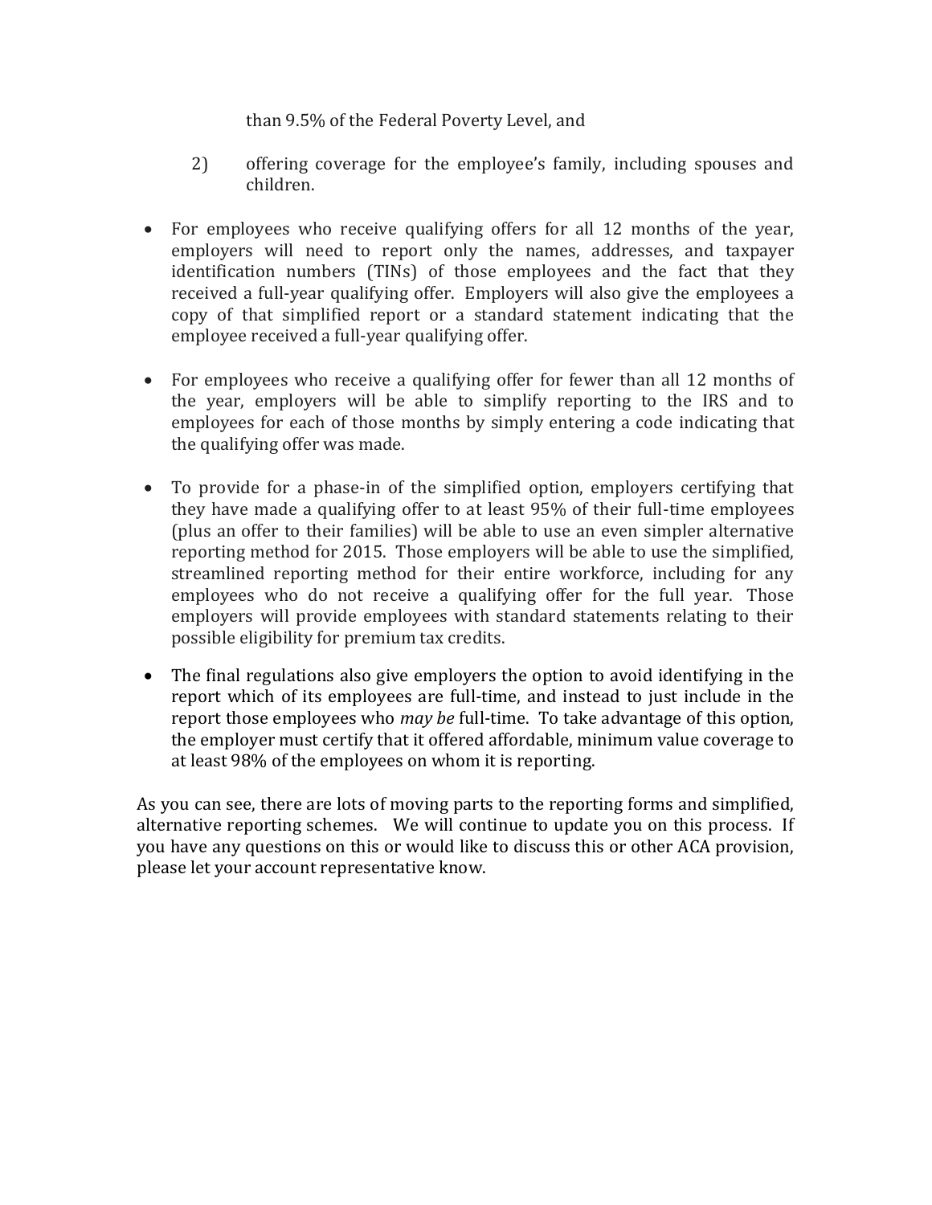than 9.5% of the Federal Poverty Level, and

2) offering coverage for the employee's family, including spouses and children.

- For employees who receive qualifying offers for all 12 months of the year, employers will need to report only the names, addresses, and taxpayer identification numbers (TINs) of those employees and the fact that they received a full-year qualifying offer. Employers will also give the employees a copy of that simplified report or a standard statement indicating that the employee received a full-year qualifying offer.

- For employees who receive a qualifying offer for fewer than all 12 months of the year, employers will be able to simplify reporting to the IRS and to employees for each of those months by simply entering a code indicating that the qualifying offer was made.

- To provide for a phase-in of the simplified option, employers certifying that they have made a qualifying offer to at least 95% of their full-time employees (plus an offer to their families) will be able to use an even simpler alternative reporting method for 2015. Those employers will be able to use the simplified, streamlined reporting method for their entire workforce, including for any employees who do not receive a qualifying offer for the full year. Those employers will provide employees with standard statements relating to their possible eligibility for premium tax credits.

- The final regulations also give employers the option to avoid identifying in the report which of its employees are full-time, and instead to just include in the report those employees who *may be* full-time. To take advantage of this option, the employer must certify that it offered affordable, minimum value coverage to at least 98% of the employees on whom it is reporting.

As you can see, there are lots of moving parts to the reporting forms and simplified, alternative reporting schemes. We will continue to update you on this process. If you have any questions on this or would like to discuss this or other ACA provision, please let your account representative know.